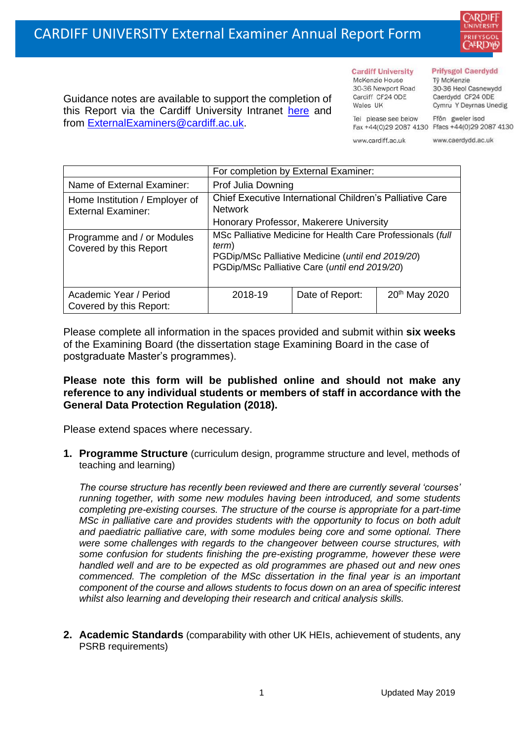# CARDIFF UNIVERSITY External Examiner Annual Report Form

Guidance notes are available to support the completion of this Report via the Cardiff University Intranet here and from ExternalExaminers@cardiff.ac.uk.

**Cardiff University**
McKenzie House
30-36 Newport Road
Cardiff CF24 0DE
Wales UK

Tel please see below
Fax +44(0)29 2087 4130

www.cardiff.ac.uk

**Prifysgol Caerdydd**
Tŷ McKenzie
30-36 Heol Casnewydd
Caerdydd CF24 0DE
Cymru Y Deyrnas Unedig

Ffôn gweler isod
Ffacs +44(0)29 2087 4130

www.caerdydd.ac.uk

| | For completion by External Examiner: | | |
|---|---|---|---|
| Name of External Examiner: | Prof Julia Downing | | |
| Home Institution / Employer of External Examiner: | Chief Executive International Children's Palliative Care Network<br>Honorary Professor, Makerere University | | |
| Programme and / or Modules Covered by this Report | MSc Palliative Medicine for Health Care Professionals (*full term*)<br>PGDip/MSc Palliative Medicine (*until end 2019/20*)<br>PGDip/MSc Palliative Care (*until end 2019/20*) | | |
| Academic Year / Period Covered by this Report: | 2018-19 | Date of Report: | 20th May 2020 |

Please complete all information in the spaces provided and submit within **six weeks** of the Examining Board (the dissertation stage Examining Board in the case of postgraduate Master's programmes).

**Please note this form will be published online and should not make any reference to any individual students or members of staff in accordance with the General Data Protection Regulation (2018).**

Please extend spaces where necessary.

1. **Programme Structure** (curriculum design, programme structure and level, methods of teaching and learning)

   *The course structure has recently been reviewed and there are currently several 'courses' running together, with some new modules having been introduced, and some students completing pre-existing courses. The structure of the course is appropriate for a part-time MSc in palliative care and provides students with the opportunity to focus on both adult and paediatric palliative care, with some modules being core and some optional. There were some challenges with regards to the changeover between course structures, with some confusion for students finishing the pre-existing programme, however these were handled well and are to be expected as old programmes are phased out and new ones commenced. The completion of the MSc dissertation in the final year is an important component of the course and allows students to focus down on an area of specific interest whilst also learning and developing their research and critical analysis skills.*

2. **Academic Standards** (comparability with other UK HEIs, achievement of students, any PSRB requirements)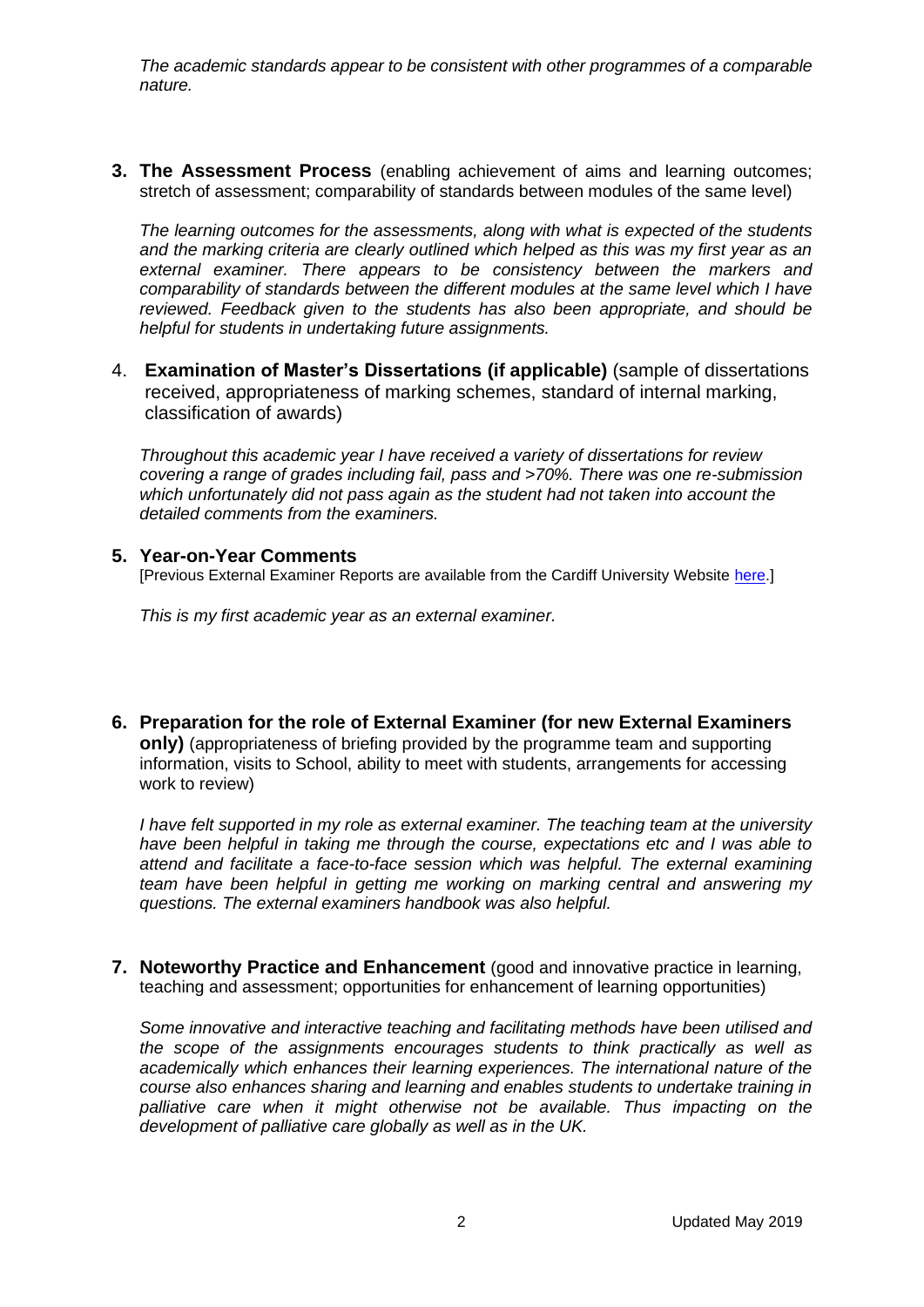*The academic standards appear to be consistent with other programmes of a comparable nature.*

**3. The Assessment Process** (enabling achievement of aims and learning outcomes; stretch of assessment; comparability of standards between modules of the same level)

*The learning outcomes for the assessments, along with what is expected of the students and the marking criteria are clearly outlined which helped as this was my first year as an external examiner. There appears to be consistency between the markers and comparability of standards between the different modules at the same level which I have reviewed. Feedback given to the students has also been appropriate, and should be helpful for students in undertaking future assignments.*

4. **Examination of Master's Dissertations (if applicable)** (sample of dissertations received, appropriateness of marking schemes, standard of internal marking, classification of awards)

*Throughout this academic year I have received a variety of dissertations for review covering a range of grades including fail, pass and >70%. There was one re-submission which unfortunately did not pass again as the student had not taken into account the detailed comments from the examiners.*

**5. Year-on-Year Comments**

[Previous External Examiner Reports are available from the Cardiff University Website here.]

*This is my first academic year as an external examiner.*

**6. Preparation for the role of External Examiner (for new External Examiners only)** (appropriateness of briefing provided by the programme team and supporting information, visits to School, ability to meet with students, arrangements for accessing work to review)

*I have felt supported in my role as external examiner. The teaching team at the university have been helpful in taking me through the course, expectations etc and I was able to attend and facilitate a face-to-face session which was helpful. The external examining team have been helpful in getting me working on marking central and answering my questions. The external examiners handbook was also helpful.*

**7. Noteworthy Practice and Enhancement** (good and innovative practice in learning, teaching and assessment; opportunities for enhancement of learning opportunities)

*Some innovative and interactive teaching and facilitating methods have been utilised and the scope of the assignments encourages students to think practically as well as academically which enhances their learning experiences. The international nature of the course also enhances sharing and learning and enables students to undertake training in palliative care when it might otherwise not be available. Thus impacting on the development of palliative care globally as well as in the UK.*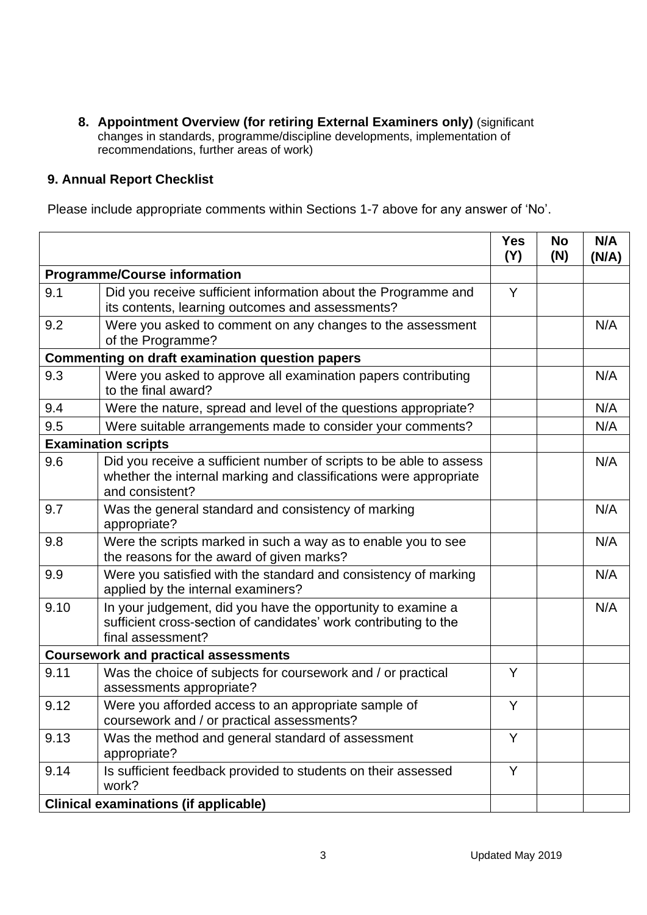**8. Appointment Overview (for retiring External Examiners only)** (significant changes in standards, programme/discipline developments, implementation of recommendations, further areas of work)

## 9. Annual Report Checklist

Please include appropriate comments within Sections 1-7 above for any answer of 'No'.

| | | Yes (Y) | No (N) | N/A (N/A) |
|---|---|---|---|---|
| **Programme/Course information** | | | | |
| 9.1 | Did you receive sufficient information about the Programme and its contents, learning outcomes and assessments? | Y | | |
| 9.2 | Were you asked to comment on any changes to the assessment of the Programme? | | | N/A |
| **Commenting on draft examination question papers** | | | | |
| 9.3 | Were you asked to approve all examination papers contributing to the final award? | | | N/A |
| 9.4 | Were the nature, spread and level of the questions appropriate? | | | N/A |
| 9.5 | Were suitable arrangements made to consider your comments? | | | N/A |
| **Examination scripts** | | | | |
| 9.6 | Did you receive a sufficient number of scripts to be able to assess whether the internal marking and classifications were appropriate and consistent? | | | N/A |
| 9.7 | Was the general standard and consistency of marking appropriate? | | | N/A |
| 9.8 | Were the scripts marked in such a way as to enable you to see the reasons for the award of given marks? | | | N/A |
| 9.9 | Were you satisfied with the standard and consistency of marking applied by the internal examiners? | | | N/A |
| 9.10 | In your judgement, did you have the opportunity to examine a sufficient cross-section of candidates' work contributing to the final assessment? | | | N/A |
| **Coursework and practical assessments** | | | | |
| 9.11 | Was the choice of subjects for coursework and / or practical assessments appropriate? | Y | | |
| 9.12 | Were you afforded access to an appropriate sample of coursework and / or practical assessments? | Y | | |
| 9.13 | Was the method and general standard of assessment appropriate? | Y | | |
| 9.14 | Is sufficient feedback provided to students on their assessed work? | Y | | |
| **Clinical examinations (if applicable)** | | | | |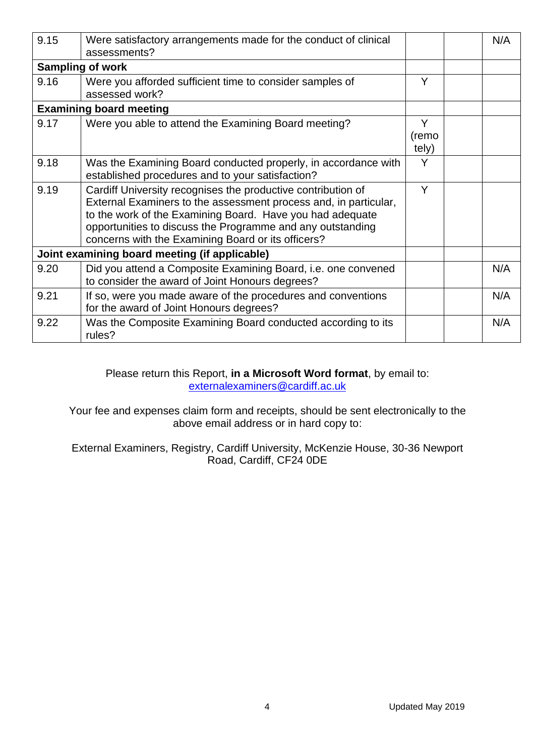| | | | | |
|---|---|---|---|---|
| 9.15 | Were satisfactory arrangements made for the conduct of clinical assessments? | | | N/A |
| **Sampling of work** | | | | |
| 9.16 | Were you afforded sufficient time to consider samples of assessed work? | Y | | |
| **Examining board meeting** | | | | |
| 9.17 | Were you able to attend the Examining Board meeting? | Y (remotely) | | |
| 9.18 | Was the Examining Board conducted properly, in accordance with established procedures and to your satisfaction? | Y | | |
| 9.19 | Cardiff University recognises the productive contribution of External Examiners to the assessment process and, in particular, to the work of the Examining Board. Have you had adequate opportunities to discuss the Programme and any outstanding concerns with the Examining Board or its officers? | Y | | |
| **Joint examining board meeting (if applicable)** | | | | |
| 9.20 | Did you attend a Composite Examining Board, i.e. one convened to consider the award of Joint Honours degrees? | | | N/A |
| 9.21 | If so, were you made aware of the procedures and conventions for the award of Joint Honours degrees? | | | N/A |
| 9.22 | Was the Composite Examining Board conducted according to its rules? | | | N/A |

Please return this Report, **in a Microsoft Word format**, by email to: externalexaminers@cardiff.ac.uk

Your fee and expenses claim form and receipts, should be sent electronically to the above email address or in hard copy to:

External Examiners, Registry, Cardiff University, McKenzie House, 30-36 Newport Road, Cardiff, CF24 0DE

Updated May 2019